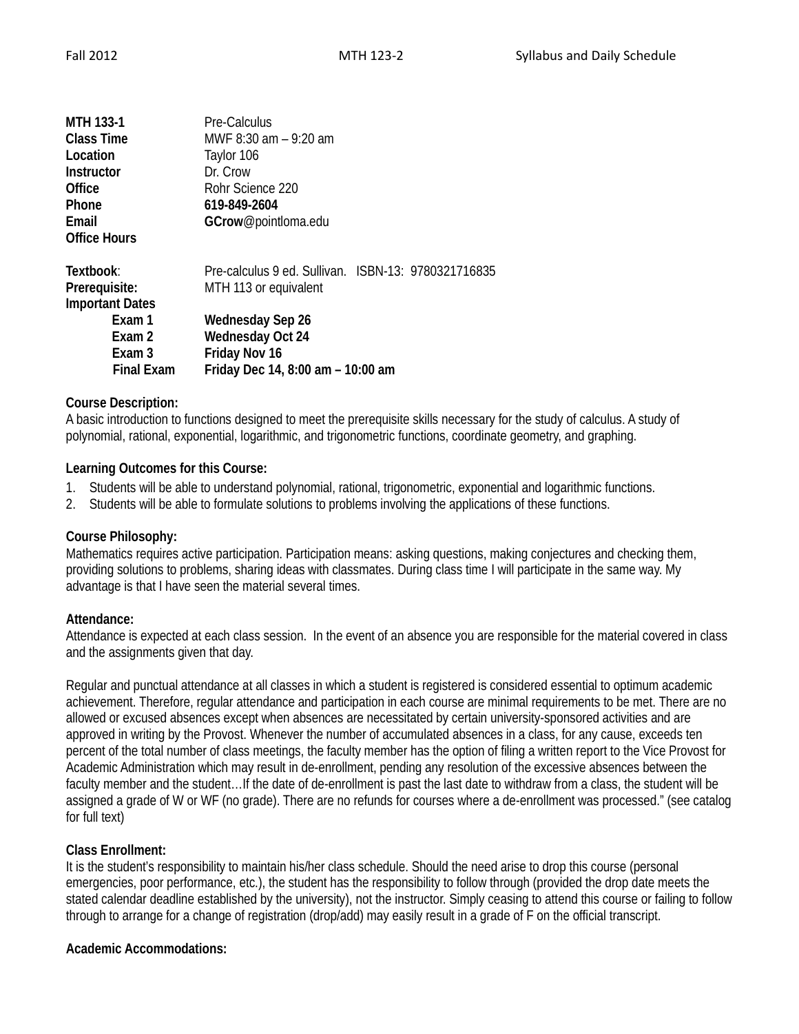| | |
|---|---|
| **MTH 133-1** | Pre-Calculus |
| **Class Time** | MWF 8:30 am – 9:20 am |
| **Location** | Taylor 106 |
| **Instructor** | Dr. Crow |
| **Office** | Rohr Science 220 |
| **Phone** | **619-849-2604** |
| **Email** | **GCrow**@pointloma.edu |
| **Office Hours** | |

| | |
|---|---|
| **Textbook**: | Pre-calculus 9 ed. Sullivan. ISBN-13: 9780321716835 |
| **Prerequisite:** | MTH 113 or equivalent |
| **Important Dates** | |
| Exam 1 | **Wednesday Sep 26** |
| Exam 2 | **Wednesday Oct 24** |
| Exam 3 | **Friday Nov 16** |
| Final Exam | **Friday Dec 14, 8:00 am – 10:00 am** |

**Course Description:**
A basic introduction to functions designed to meet the prerequisite skills necessary for the study of calculus. A study of polynomial, rational, exponential, logarithmic, and trigonometric functions, coordinate geometry, and graphing.

**Learning Outcomes for this Course:**

1. Students will be able to understand polynomial, rational, trigonometric, exponential and logarithmic functions.
2. Students will be able to formulate solutions to problems involving the applications of these functions.

**Course Philosophy:**
Mathematics requires active participation. Participation means: asking questions, making conjectures and checking them, providing solutions to problems, sharing ideas with classmates. During class time I will participate in the same way. My advantage is that I have seen the material several times.

**Attendance:**
Attendance is expected at each class session. In the event of an absence you are responsible for the material covered in class and the assignments given that day.

Regular and punctual attendance at all classes in which a student is registered is considered essential to optimum academic achievement. Therefore, regular attendance and participation in each course are minimal requirements to be met. There are no allowed or excused absences except when absences are necessitated by certain university-sponsored activities and are approved in writing by the Provost. Whenever the number of accumulated absences in a class, for any cause, exceeds ten percent of the total number of class meetings, the faculty member has the option of filing a written report to the Vice Provost for Academic Administration which may result in de-enrollment, pending any resolution of the excessive absences between the faculty member and the student…If the date of de-enrollment is past the last date to withdraw from a class, the student will be assigned a grade of W or WF (no grade). There are no refunds for courses where a de-enrollment was processed." (see catalog for full text)

**Class Enrollment:**
It is the student's responsibility to maintain his/her class schedule. Should the need arise to drop this course (personal emergencies, poor performance, etc.), the student has the responsibility to follow through (provided the drop date meets the stated calendar deadline established by the university), not the instructor. Simply ceasing to attend this course or failing to follow through to arrange for a change of registration (drop/add) may easily result in a grade of F on the official transcript.

**Academic Accommodations:**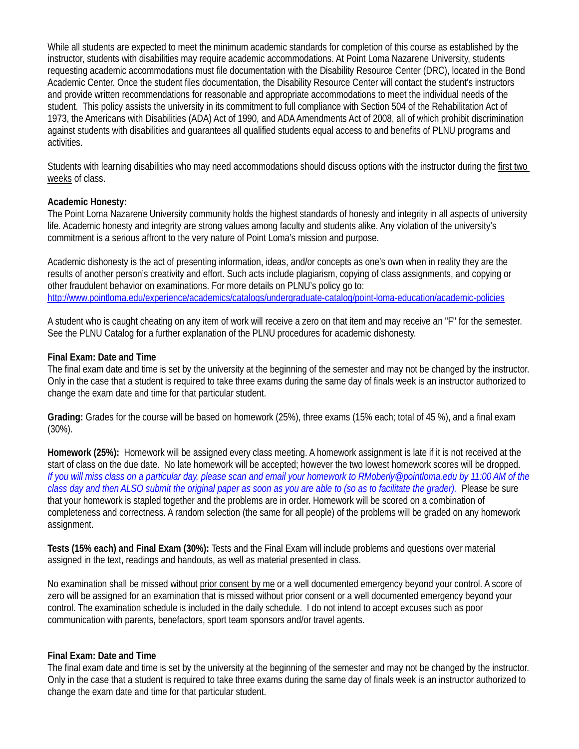While all students are expected to meet the minimum academic standards for completion of this course as established by the instructor, students with disabilities may require academic accommodations. At Point Loma Nazarene University, students requesting academic accommodations must file documentation with the Disability Resource Center (DRC), located in the Bond Academic Center. Once the student files documentation, the Disability Resource Center will contact the student's instructors and provide written recommendations for reasonable and appropriate accommodations to meet the individual needs of the student. This policy assists the university in its commitment to full compliance with Section 504 of the Rehabilitation Act of 1973, the Americans with Disabilities (ADA) Act of 1990, and ADA Amendments Act of 2008, all of which prohibit discrimination against students with disabilities and guarantees all qualified students equal access to and benefits of PLNU programs and activities.

Students with learning disabilities who may need accommodations should discuss options with the instructor during the first two weeks of class.

**Academic Honesty:**
The Point Loma Nazarene University community holds the highest standards of honesty and integrity in all aspects of university life. Academic honesty and integrity are strong values among faculty and students alike. Any violation of the university's commitment is a serious affront to the very nature of Point Loma's mission and purpose.

Academic dishonesty is the act of presenting information, ideas, and/or concepts as one's own when in reality they are the results of another person's creativity and effort. Such acts include plagiarism, copying of class assignments, and copying or other fraudulent behavior on examinations. For more details on PLNU's policy go to:
http://www.pointloma.edu/experience/academics/catalogs/undergraduate-catalog/point-loma-education/academic-policies

A student who is caught cheating on any item of work will receive a zero on that item and may receive an "F" for the semester. See the PLNU Catalog for a further explanation of the PLNU procedures for academic dishonesty.

**Final Exam: Date and Time**
The final exam date and time is set by the university at the beginning of the semester and may not be changed by the instructor. Only in the case that a student is required to take three exams during the same day of finals week is an instructor authorized to change the exam date and time for that particular student.

**Grading:** Grades for the course will be based on homework (25%), three exams (15% each; total of 45 %), and a final exam (30%).

**Homework (25%):** Homework will be assigned every class meeting. A homework assignment is late if it is not received at the start of class on the due date. No late homework will be accepted; however the two lowest homework scores will be dropped. *If you will miss class on a particular day, please scan and email your homework to RMoberly@pointloma.edu by 11:00 AM of the class day and then ALSO submit the original paper as soon as you are able to (so as to facilitate the grader).* Please be sure that your homework is stapled together and the problems are in order. Homework will be scored on a combination of completeness and correctness. A random selection (the same for all people) of the problems will be graded on any homework assignment.

**Tests (15% each) and Final Exam (30%):** Tests and the Final Exam will include problems and questions over material assigned in the text, readings and handouts, as well as material presented in class.

No examination shall be missed without prior consent by me or a well documented emergency beyond your control. A score of zero will be assigned for an examination that is missed without prior consent or a well documented emergency beyond your control. The examination schedule is included in the daily schedule. I do not intend to accept excuses such as poor communication with parents, benefactors, sport team sponsors and/or travel agents.

**Final Exam: Date and Time**
The final exam date and time is set by the university at the beginning of the semester and may not be changed by the instructor. Only in the case that a student is required to take three exams during the same day of finals week is an instructor authorized to change the exam date and time for that particular student.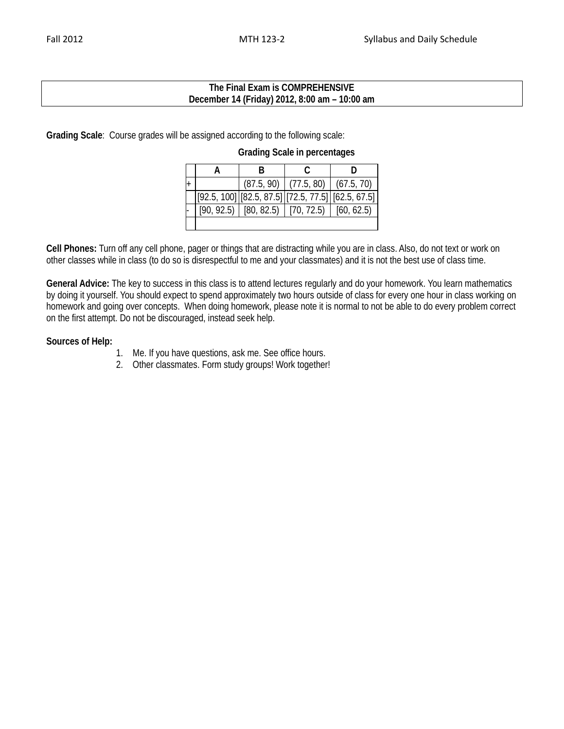**The Final Exam is COMPREHENSIVE**
**December 14 (Friday) 2012, 8:00 am – 10:00 am**

**Grading Scale**: Course grades will be assigned according to the following scale:

**Grading Scale in percentages**

| | A | B | C | D |
|---|---|---|---|---|
| + | | (87.5, 90) | (77.5, 80) | (67.5, 70) |
| | [92.5, 100] | [82.5, 87.5] | [72.5, 77.5] | [62.5, 67.5] |
| - | [90, 92.5) | [80, 82.5) | [70, 72.5) | [60, 62.5) |
| | | | | |

**Cell Phones:** Turn off any cell phone, pager or things that are distracting while you are in class. Also, do not text or work on other classes while in class (to do so is disrespectful to me and your classmates) and it is not the best use of class time.

**General Advice:** The key to success in this class is to attend lectures regularly and do your homework. You learn mathematics by doing it yourself. You should expect to spend approximately two hours outside of class for every one hour in class working on homework and going over concepts. When doing homework, please note it is normal to not be able to do every problem correct on the first attempt. Do not be discouraged, instead seek help.

**Sources of Help:**

1. Me. If you have questions, ask me. See office hours.
2. Other classmates. Form study groups! Work together!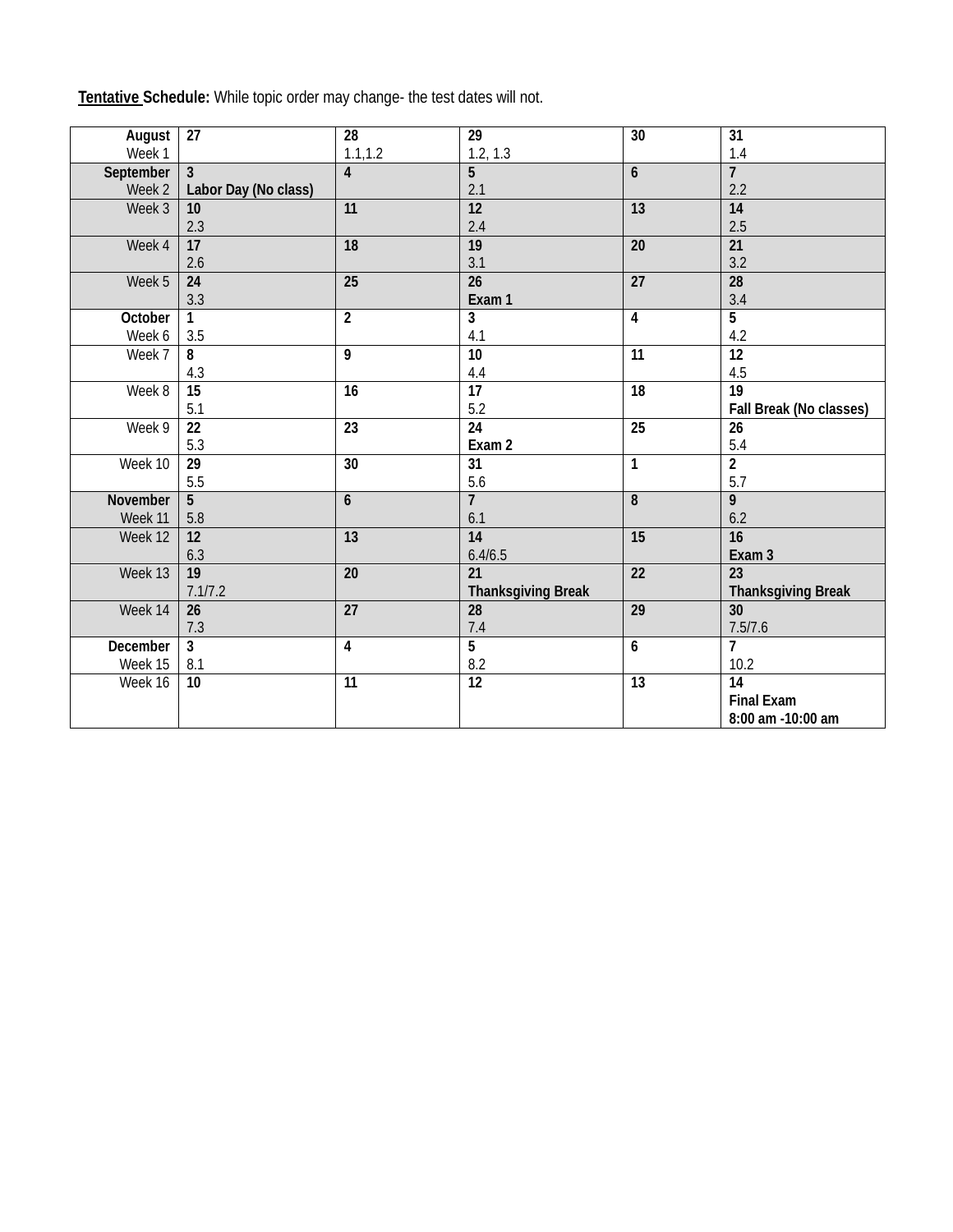**Tentative Schedule:** While topic order may change- the test dates will not.

| | | | | | |
|---|---|---|---|---|---|
| **August** Week 1 | **27** | **28** 1.1,1.2 | **29** 1.2, 1.3 | **30** | **31** 1.4 |
| **September** Week 2 | **3** **Labor Day (No class)** | **4** | **5** 2.1 | **6** | **7** 2.2 |
| Week 3 | **10** 2.3 | **11** | **12** 2.4 | **13** | **14** 2.5 |
| Week 4 | **17** 2.6 | **18** | **19** 3.1 | **20** | **21** 3.2 |
| Week 5 | **24** 3.3 | **25** | **26** **Exam 1** | **27** | **28** 3.4 |
| **October** Week 6 | **1** 3.5 | **2** | **3** 4.1 | **4** | **5** 4.2 |
| Week 7 | **8** 4.3 | **9** | **10** 4.4 | **11** | **12** 4.5 |
| Week 8 | **15** 5.1 | **16** | **17** 5.2 | **18** | **19** **Fall Break (No classes)** |
| Week 9 | **22** 5.3 | **23** | **24** **Exam 2** | **25** | **26** 5.4 |
| Week 10 | **29** 5.5 | **30** | **31** 5.6 | **1** | **2** 5.7 |
| **November** Week 11 | **5** 5.8 | **6** | **7** 6.1 | **8** | **9** 6.2 |
| Week 12 | **12** 6.3 | **13** | **14** 6.4/6.5 | **15** | **16** **Exam 3** |
| Week 13 | **19** 7.1/7.2 | **20** | **21** **Thanksgiving Break** | **22** | **23** **Thanksgiving Break** |
| Week 14 | **26** 7.3 | **27** | **28** 7.4 | **29** | **30** 7.5/7.6 |
| **December** Week 15 | **3** 8.1 | **4** | **5** 8.2 | **6** | **7** 10.2 |
| Week 16 | **10** | **11** | **12** | **13** | **14** **Final Exam** **8:00 am -10:00 am** |